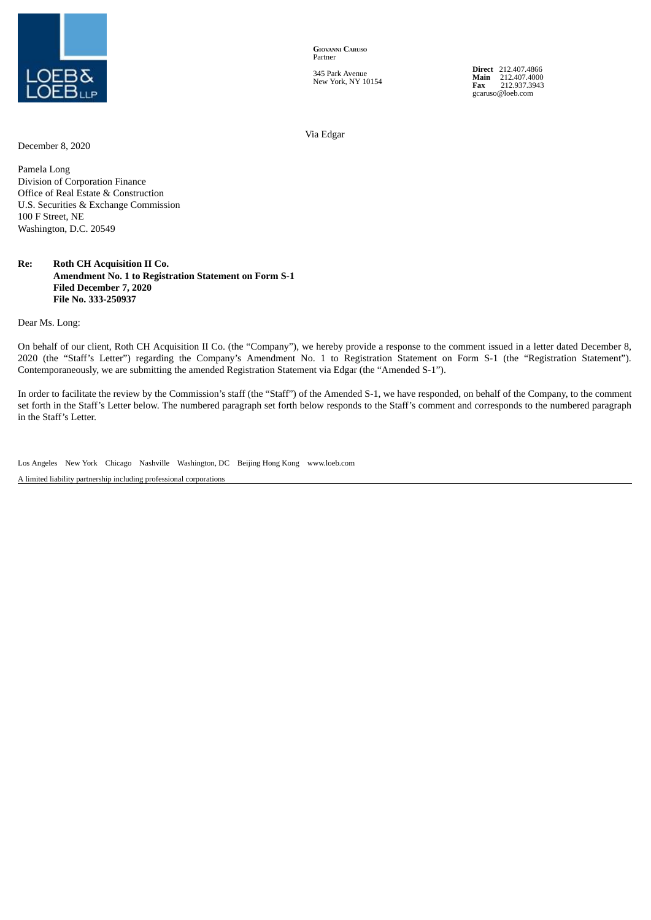LOEB & LOEB LLP

**Giovanni Caruso**
Partner

345 Park Avenue
New York, NY 10154

**Direct** 212.407.4866
**Main** 212.407.4000
**Fax** 212.937.3943
gcaruso@loeb.com

Via Edgar

December 8, 2020

Pamela Long
Division of Corporation Finance
Office of Real Estate & Construction
U.S. Securities & Exchange Commission
100 F Street, NE
Washington, D.C. 20549

**Re: Roth CH Acquisition II Co.**
**Amendment No. 1 to Registration Statement on Form S-1**
**Filed December 7, 2020**
**File No. 333-250937**

Dear Ms. Long:

On behalf of our client, Roth CH Acquisition II Co. (the "Company"), we hereby provide a response to the comment issued in a letter dated December 8, 2020 (the "Staff's Letter") regarding the Company's Amendment No. 1 to Registration Statement on Form S-1 (the "Registration Statement"). Contemporaneously, we are submitting the amended Registration Statement via Edgar (the "Amended S-1").

In order to facilitate the review by the Commission's staff (the "Staff") of the Amended S-1, we have responded, on behalf of the Company, to the comment set forth in the Staff's Letter below. The numbered paragraph set forth below responds to the Staff's comment and corresponds to the numbered paragraph in the Staff's Letter.

Los Angeles New York Chicago Nashville Washington, DC Beijing Hong Kong www.loeb.com

A limited liability partnership including professional corporations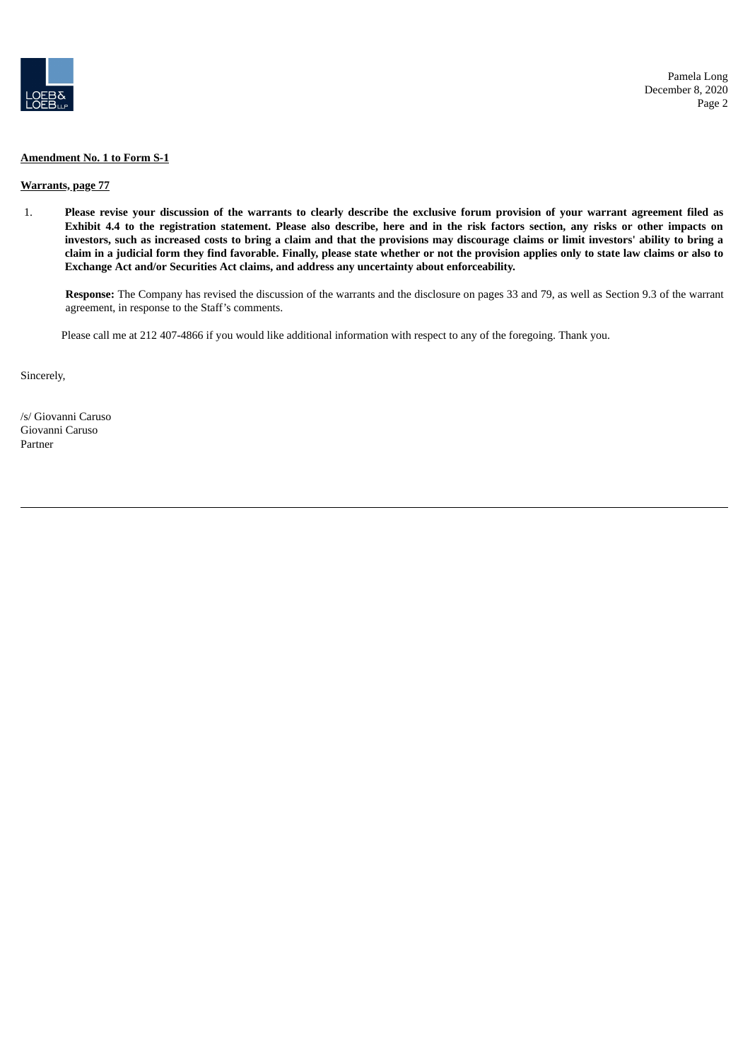**Amendment No. 1 to Form S-1**

**Warrants, page 77**

1. **Please revise your discussion of the warrants to clearly describe the exclusive forum provision of your warrant agreement filed as Exhibit 4.4 to the registration statement. Please also describe, here and in the risk factors section, any risks or other impacts on investors, such as increased costs to bring a claim and that the provisions may discourage claims or limit investors' ability to bring a claim in a judicial form they find favorable. Finally, please state whether or not the provision applies only to state law claims or also to Exchange Act and/or Securities Act claims, and address any uncertainty about enforceability.**

   **Response:** The Company has revised the discussion of the warrants and the disclosure on pages 33 and 79, as well as Section 9.3 of the warrant agreement, in response to the Staff's comments.

Please call me at 212 407-4866 if you would like additional information with respect to any of the foregoing. Thank you.

Sincerely,

/s/ Giovanni Caruso
Giovanni Caruso
Partner